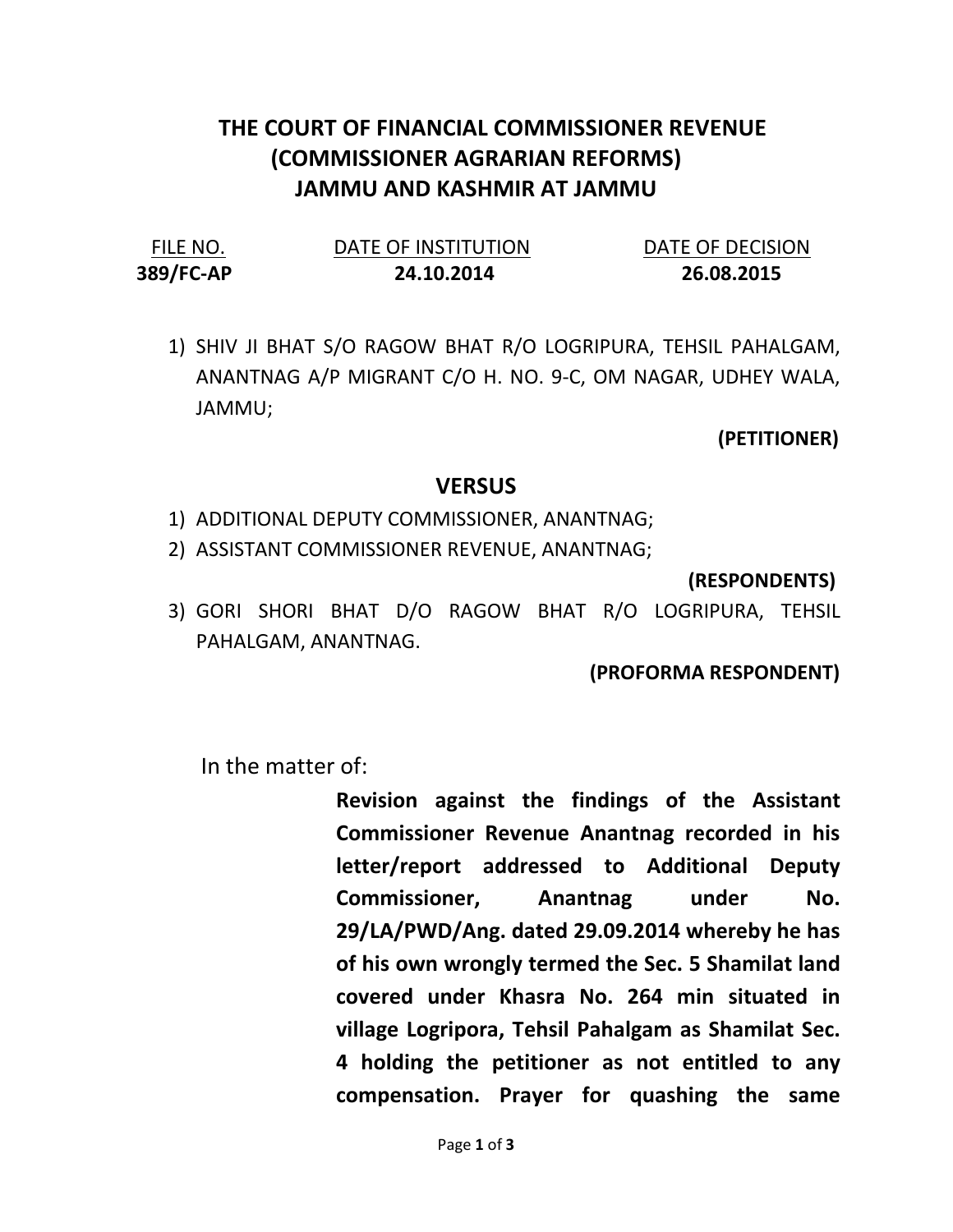# THE COURT OF FINANCIAL COMMISSIONER REVENUE (COMMISSIONER AGRARIAN REFORMS) JAMMU AND KASHMIR AT JAMMU

| FILE NO. | DATE OF INSTITUTION | DATE OF DECISION |
| --- | --- | --- |
| **389/FC-AP** | **24.10.2014** | **26.08.2015** |

1) SHIV JI BHAT S/O RAGOW BHAT R/O LOGRIPURA, TEHSIL PAHALGAM, ANANTNAG A/P MIGRANT C/O H. NO. 9-C, OM NAGAR, UDHEY WALA, JAMMU;

**(PETITIONER)**

## VERSUS

1) ADDITIONAL DEPUTY COMMISSIONER, ANANTNAG;
2) ASSISTANT COMMISSIONER REVENUE, ANANTNAG;

**(RESPONDENTS)**

3) GORI SHORI BHAT D/O RAGOW BHAT R/O LOGRIPURA, TEHSIL PAHALGAM, ANANTNAG.

**(PROFORMA RESPONDENT)**

In the matter of:

**Revision against the findings of the Assistant Commissioner Revenue Anantnag recorded in his letter/report addressed to Additional Deputy Commissioner, Anantnag under No. 29/LA/PWD/Ang. dated 29.09.2014 whereby he has of his own wrongly termed the Sec. 5 Shamilat land covered under Khasra No. 264 min situated in village Logripora, Tehsil Pahalgam as Shamilat Sec. 4 holding the petitioner as not entitled to any compensation. Prayer for quashing the same**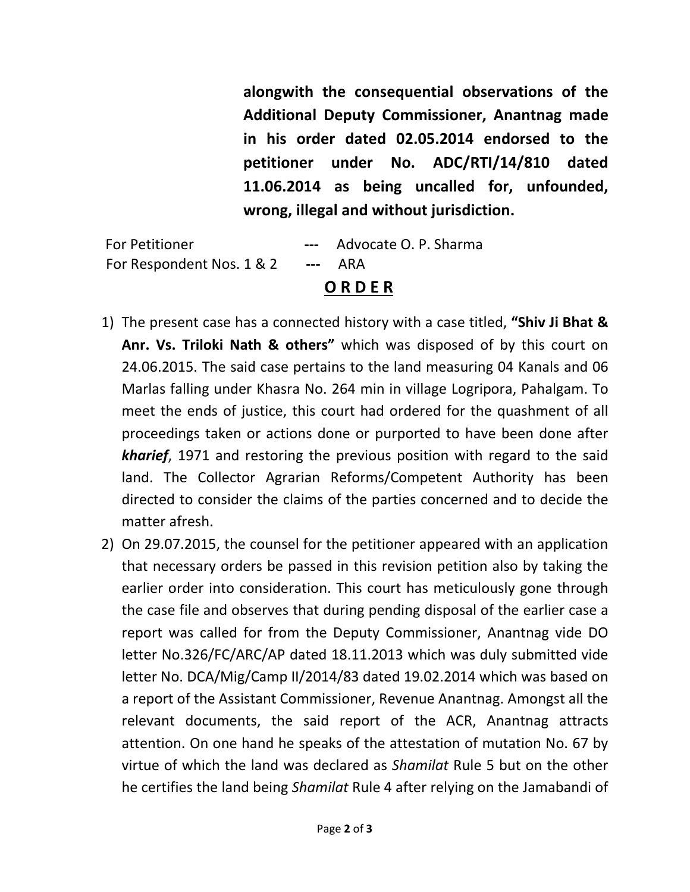**alongwith the consequential observations of the Additional Deputy Commissioner, Anantnag made in his order dated 02.05.2014 endorsed to the petitioner under No. ADC/RTI/14/810 dated 11.06.2014 as being uncalled for, unfounded, wrong, illegal and without jurisdiction.**

For Petitioner --- Advocate O. P. Sharma
For Respondent Nos. 1 & 2 --- ARA

## O R D E R

1) The present case has a connected history with a case titled, **"Shiv Ji Bhat & Anr. Vs. Triloki Nath & others"** which was disposed of by this court on 24.06.2015. The said case pertains to the land measuring 04 Kanals and 06 Marlas falling under Khasra No. 264 min in village Logripora, Pahalgam. To meet the ends of justice, this court had ordered for the quashment of all proceedings taken or actions done or purported to have been done after ***kharief***, 1971 and restoring the previous position with regard to the said land. The Collector Agrarian Reforms/Competent Authority has been directed to consider the claims of the parties concerned and to decide the matter afresh.
2) On 29.07.2015, the counsel for the petitioner appeared with an application that necessary orders be passed in this revision petition also by taking the earlier order into consideration. This court has meticulously gone through the case file and observes that during pending disposal of the earlier case a report was called for from the Deputy Commissioner, Anantnag vide DO letter No.326/FC/ARC/AP dated 18.11.2013 which was duly submitted vide letter No. DCA/Mig/Camp II/2014/83 dated 19.02.2014 which was based on a report of the Assistant Commissioner, Revenue Anantnag. Amongst all the relevant documents, the said report of the ACR, Anantnag attracts attention. On one hand he speaks of the attestation of mutation No. 67 by virtue of which the land was declared as *Shamilat* Rule 5 but on the other he certifies the land being *Shamilat* Rule 4 after relying on the Jamabandi of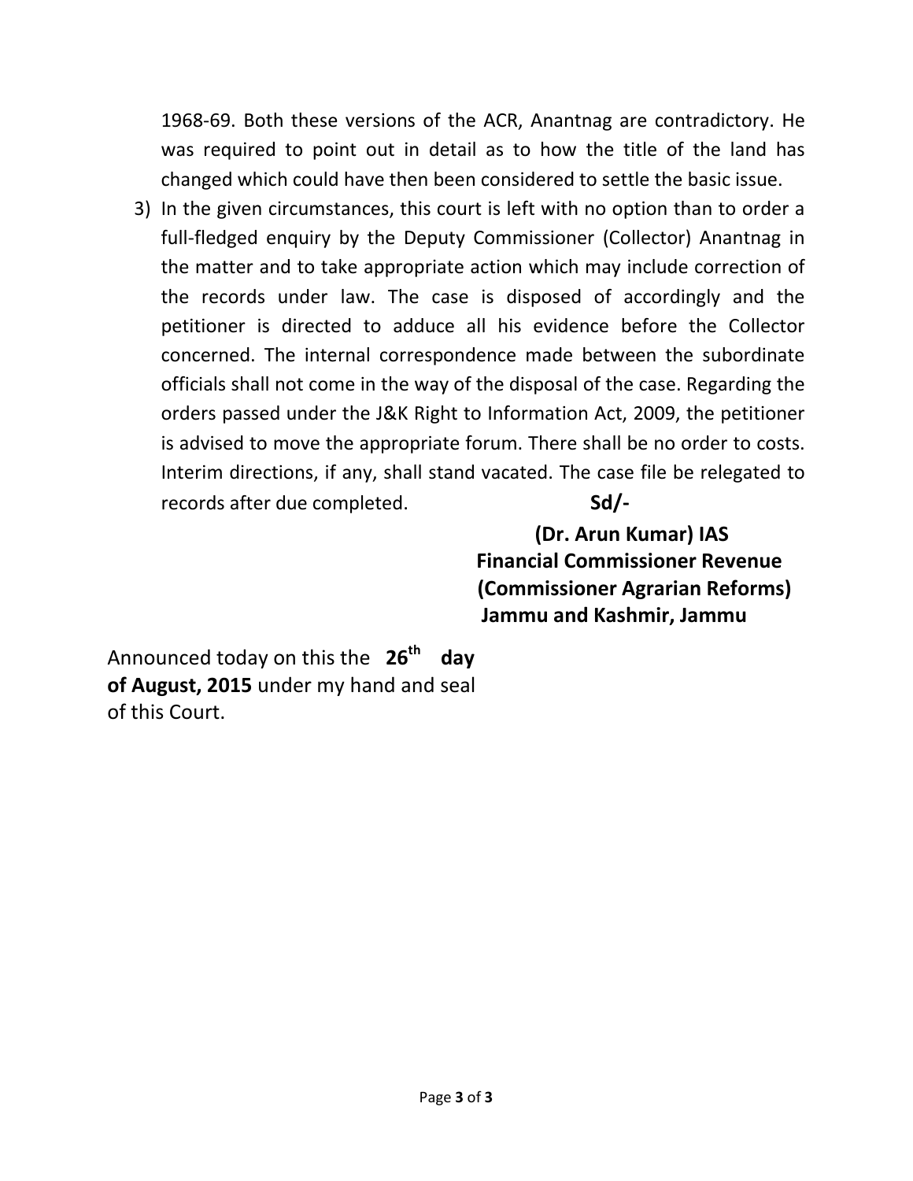1968-69. Both these versions of the ACR, Anantnag are contradictory. He was required to point out in detail as to how the title of the land has changed which could have then been considered to settle the basic issue.

3) In the given circumstances, this court is left with no option than to order a full-fledged enquiry by the Deputy Commissioner (Collector) Anantnag in the matter and to take appropriate action which may include correction of the records under law. The case is disposed of accordingly and the petitioner is directed to adduce all his evidence before the Collector concerned. The internal correspondence made between the subordinate officials shall not come in the way of the disposal of the case. Regarding the orders passed under the J&K Right to Information Act, 2009, the petitioner is advised to move the appropriate forum. There shall be no order to costs. Interim directions, if any, shall stand vacated. The case file be relegated to records after due completed.

**Sd/-**

**(Dr. Arun Kumar) IAS**
**Financial Commissioner Revenue**
**(Commissioner Agrarian Reforms)**
**Jammu and Kashmir, Jammu**

Announced today on this the **26th day of August, 2015** under my hand and seal of this Court.